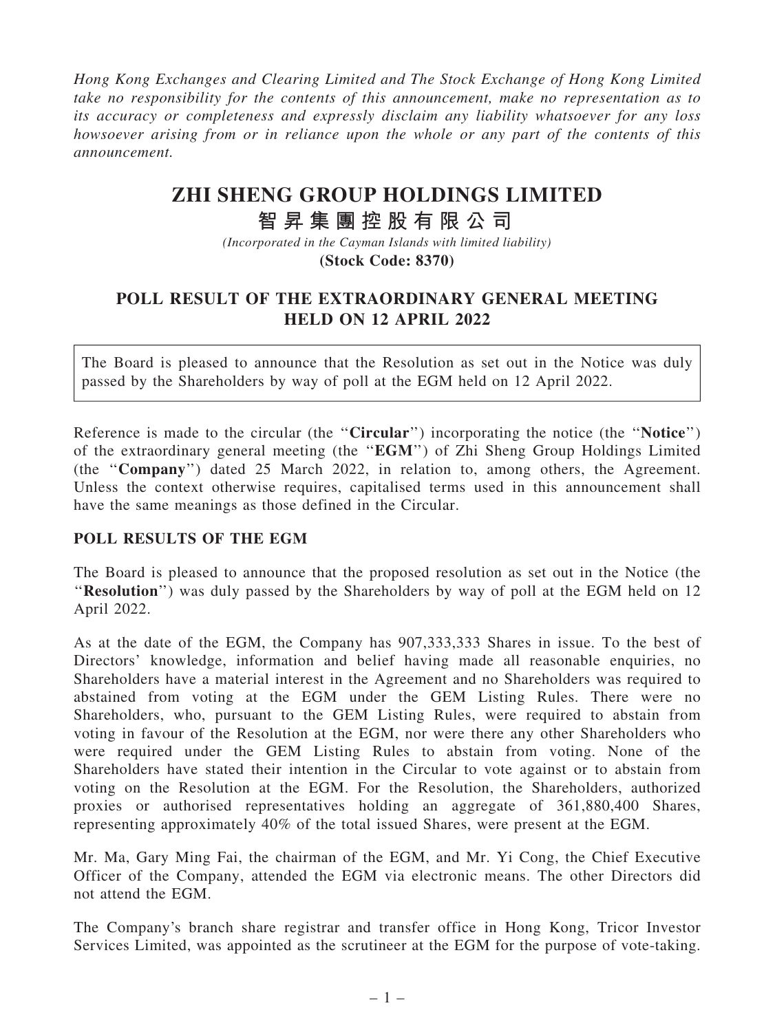*Hong Kong Exchanges and Clearing Limited and The Stock Exchange of Hong Kong Limited take no responsibility for the contents of this announcement, make no representation as to its accuracy or completeness and expressly disclaim any liability whatsoever for any loss howsoever arising from or in reliance upon the whole or any part of the contents of this announcement.*

# ZHI SHENG GROUP HOLDINGS LIMITED

# 智昇集團控股有限公司

*(Incorporated in the Cayman Islands with limited liability)*

**(Stock Code: 8370)**

## POLL RESULT OF THE EXTRAORDINARY GENERAL MEETING HELD ON 12 APRIL 2022

The Board is pleased to announce that the Resolution as set out in the Notice was duly passed by the Shareholders by way of poll at the EGM held on 12 April 2022.

Reference is made to the circular (the "**Circular**") incorporating the notice (the "**Notice**") of the extraordinary general meeting (the "**EGM**") of Zhi Sheng Group Holdings Limited (the "**Company**") dated 25 March 2022, in relation to, among others, the Agreement. Unless the context otherwise requires, capitalised terms used in this announcement shall have the same meanings as those defined in the Circular.

### POLL RESULTS OF THE EGM

The Board is pleased to announce that the proposed resolution as set out in the Notice (the "**Resolution**") was duly passed by the Shareholders by way of poll at the EGM held on 12 April 2022.

As at the date of the EGM, the Company has 907,333,333 Shares in issue. To the best of Directors' knowledge, information and belief having made all reasonable enquiries, no Shareholders have a material interest in the Agreement and no Shareholders was required to abstained from voting at the EGM under the GEM Listing Rules. There were no Shareholders, who, pursuant to the GEM Listing Rules, were required to abstain from voting in favour of the Resolution at the EGM, nor were there any other Shareholders who were required under the GEM Listing Rules to abstain from voting. None of the Shareholders have stated their intention in the Circular to vote against or to abstain from voting on the Resolution at the EGM. For the Resolution, the Shareholders, authorized proxies or authorised representatives holding an aggregate of 361,880,400 Shares, representing approximately 40% of the total issued Shares, were present at the EGM.

Mr. Ma, Gary Ming Fai, the chairman of the EGM, and Mr. Yi Cong, the Chief Executive Officer of the Company, attended the EGM via electronic means. The other Directors did not attend the EGM.

The Company's branch share registrar and transfer office in Hong Kong, Tricor Investor Services Limited, was appointed as the scrutineer at the EGM for the purpose of vote-taking.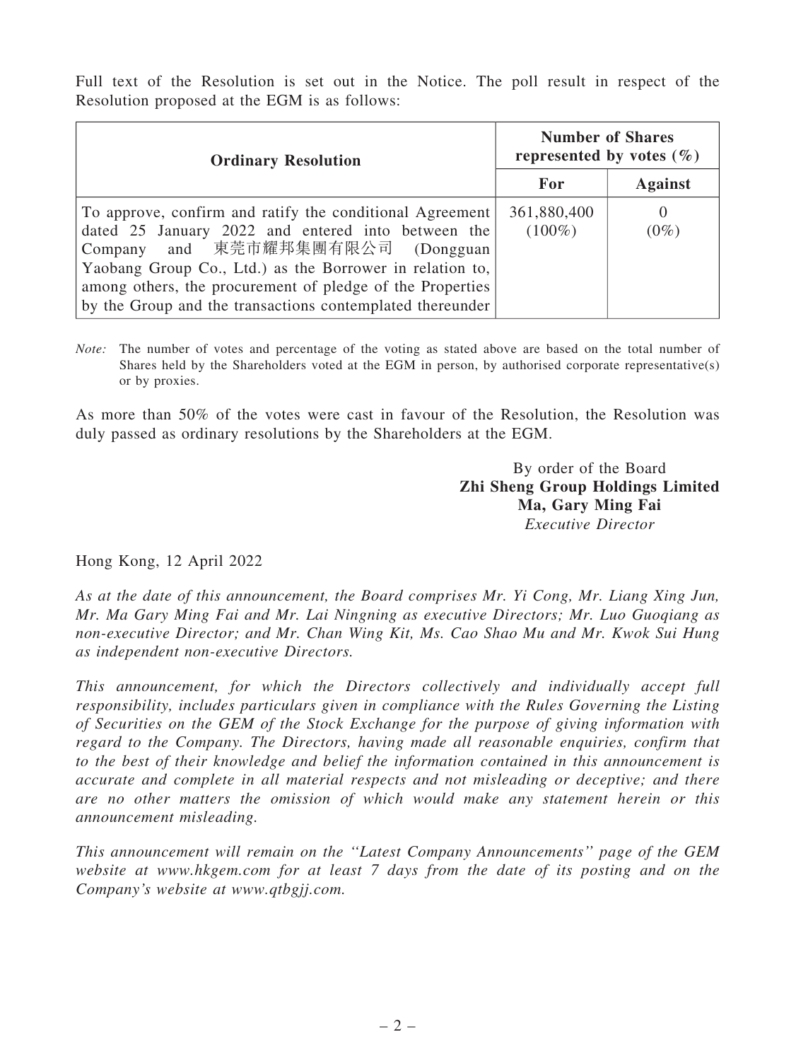Full text of the Resolution is set out in the Notice. The poll result in respect of the Resolution proposed at the EGM is as follows:

| **Ordinary Resolution** | **Number of Shares represented by votes (%)** | |
|---|---|---|
| | **For** | **Against** |
| To approve, confirm and ratify the conditional Agreement dated 25 January 2022 and entered into between the Company and 東莞市耀邦集團有限公司 (Dongguan Yaobang Group Co., Ltd.) as the Borrower in relation to, among others, the procurement of pledge of the Properties by the Group and the transactions contemplated thereunder | 361,880,400 (100%) | 0 (0%) |

*Note:* The number of votes and percentage of the voting as stated above are based on the total number of Shares held by the Shareholders voted at the EGM in person, by authorised corporate representative(s) or by proxies.

As more than 50% of the votes were cast in favour of the Resolution, the Resolution was duly passed as ordinary resolutions by the Shareholders at the EGM.

By order of the Board
**Zhi Sheng Group Holdings Limited**
**Ma, Gary Ming Fai**
*Executive Director*

Hong Kong, 12 April 2022

*As at the date of this announcement, the Board comprises Mr. Yi Cong, Mr. Liang Xing Jun, Mr. Ma Gary Ming Fai and Mr. Lai Ningning as executive Directors; Mr. Luo Guoqiang as non-executive Director; and Mr. Chan Wing Kit, Ms. Cao Shao Mu and Mr. Kwok Sui Hung as independent non-executive Directors.*

*This announcement, for which the Directors collectively and individually accept full responsibility, includes particulars given in compliance with the Rules Governing the Listing of Securities on the GEM of the Stock Exchange for the purpose of giving information with regard to the Company. The Directors, having made all reasonable enquiries, confirm that to the best of their knowledge and belief the information contained in this announcement is accurate and complete in all material respects and not misleading or deceptive; and there are no other matters the omission of which would make any statement herein or this announcement misleading.*

*This announcement will remain on the "Latest Company Announcements" page of the GEM website at www.hkgem.com for at least 7 days from the date of its posting and on the Company's website at www.qtbgjj.com.*